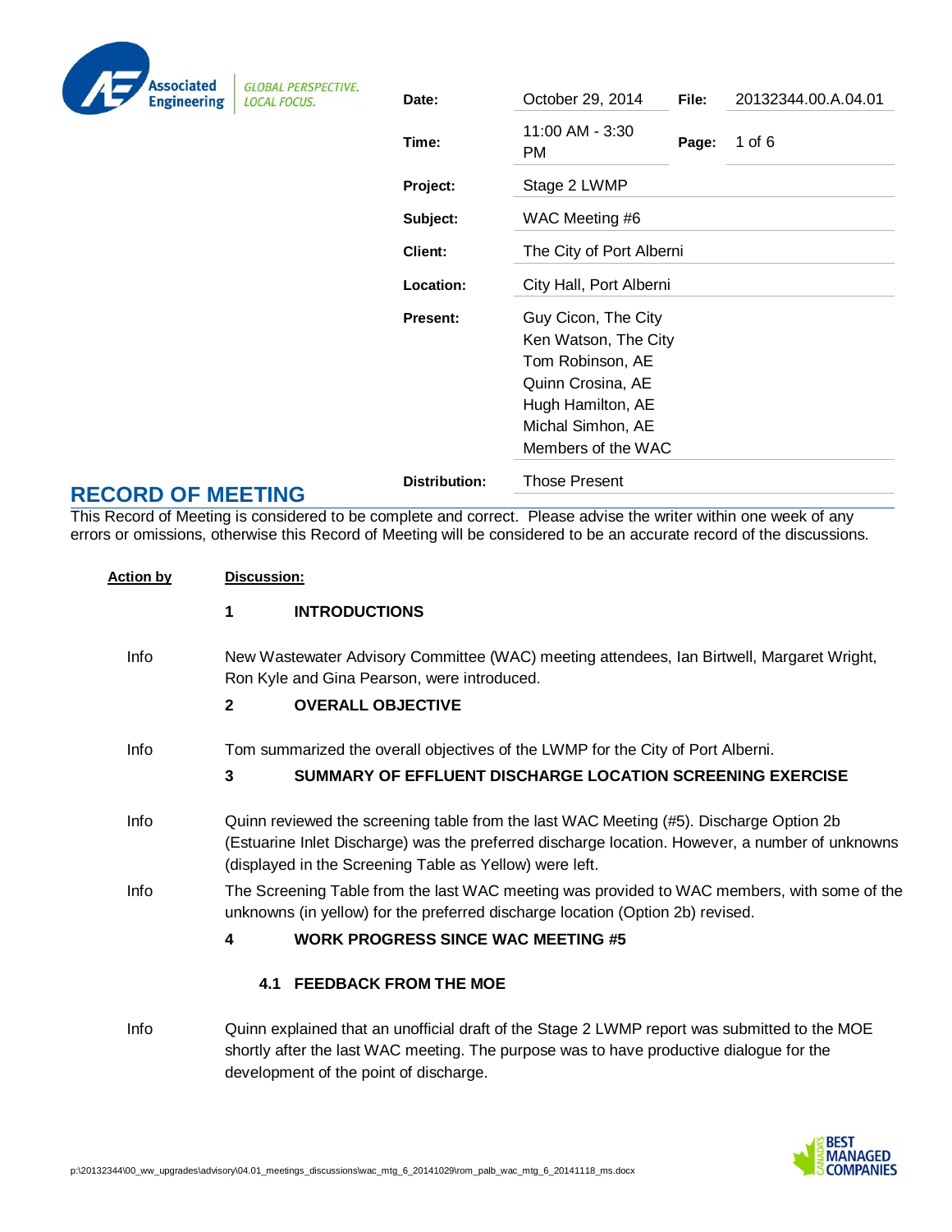| | | | |
|---|---|---|---|
| **Date:** | October 29, 2014 | **File:** | 20132344.00.A.04.01 |
| **Time:** | 11:00 AM - 3:30 PM | **Page:** | 1 of 6 |
| **Project:** | Stage 2 LWMP | | |
| **Subject:** | WAC Meeting #6 | | |
| **Client:** | The City of Port Alberni | | |
| **Location:** | City Hall, Port Alberni | | |
| **Present:** | Guy Cicon, The City<br>Ken Watson, The City<br>Tom Robinson, AE<br>Quinn Crosina, AE<br>Hugh Hamilton, AE<br>Michal Simhon, AE<br>Members of the WAC | | |
| **Distribution:** | Those Present | | |

# RECORD OF MEETING

This Record of Meeting is considered to be complete and correct. Please advise the writer within one week of any errors or omissions, otherwise this Record of Meeting will be considered to be an accurate record of the discussions.

| Action by | Discussion: |
|---|---|
| | **1 INTRODUCTIONS** |
| Info | New Wastewater Advisory Committee (WAC) meeting attendees, Ian Birtwell, Margaret Wright, Ron Kyle and Gina Pearson, were introduced. |
| | **2 OVERALL OBJECTIVE** |
| Info | Tom summarized the overall objectives of the LWMP for the City of Port Alberni. |
| | **3 SUMMARY OF EFFLUENT DISCHARGE LOCATION SCREENING EXERCISE** |
| Info | Quinn reviewed the screening table from the last WAC Meeting (#5). Discharge Option 2b (Estuarine Inlet Discharge) was the preferred discharge location. However, a number of unknowns (displayed in the Screening Table as Yellow) were left. |
| Info | The Screening Table from the last WAC meeting was provided to WAC members, with some of the unknowns (in yellow) for the preferred discharge location (Option 2b) revised. |
| | **4 WORK PROGRESS SINCE WAC MEETING #5** |
| | **4.1 FEEDBACK FROM THE MOE** |
| Info | Quinn explained that an unofficial draft of the Stage 2 LWMP report was submitted to the MOE shortly after the last WAC meeting. The purpose was to have productive dialogue for the development of the point of discharge. |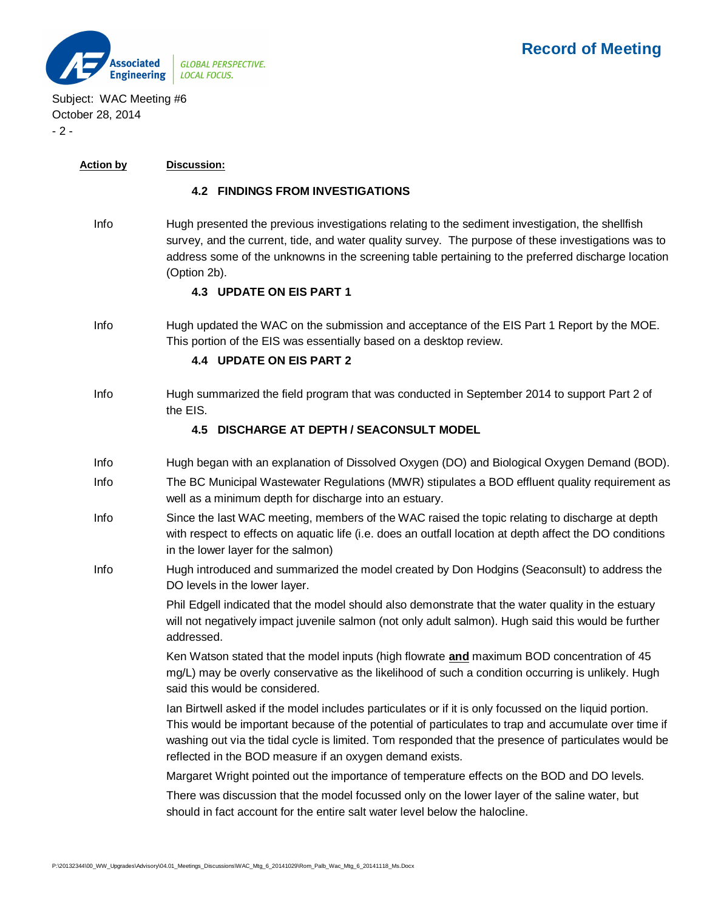| Action by | Discussion: |
|---|---|

### 4.2 FINDINGS FROM INVESTIGATIONS

| | |
|---|---|
| Info | Hugh presented the previous investigations relating to the sediment investigation, the shellfish survey, and the current, tide, and water quality survey. The purpose of these investigations was to address some of the unknowns in the screening table pertaining to the preferred discharge location (Option 2b). |

### 4.3 UPDATE ON EIS PART 1

| | |
|---|---|
| Info | Hugh updated the WAC on the submission and acceptance of the EIS Part 1 Report by the MOE. This portion of the EIS was essentially based on a desktop review. |

### 4.4 UPDATE ON EIS PART 2

| | |
|---|---|
| Info | Hugh summarized the field program that was conducted in September 2014 to support Part 2 of the EIS. |

### 4.5 DISCHARGE AT DEPTH / SEACONSULT MODEL

| | |
|---|---|
| Info | Hugh began with an explanation of Dissolved Oxygen (DO) and Biological Oxygen Demand (BOD). |
| Info | The BC Municipal Wastewater Regulations (MWR) stipulates a BOD effluent quality requirement as well as a minimum depth for discharge into an estuary. |
| Info | Since the last WAC meeting, members of the WAC raised the topic relating to discharge at depth with respect to effects on aquatic life (i.e. does an outfall location at depth affect the DO conditions in the lower layer for the salmon) |
| Info | Hugh introduced and summarized the model created by Don Hodgins (Seaconsult) to address the DO levels in the lower layer. |
| | Phil Edgell indicated that the model should also demonstrate that the water quality in the estuary will not negatively impact juvenile salmon (not only adult salmon). Hugh said this would be further addressed. |
| | Ken Watson stated that the model inputs (high flowrate **and** maximum BOD concentration of 45 mg/L) may be overly conservative as the likelihood of such a condition occurring is unlikely. Hugh said this would be considered. |
| | Ian Birtwell asked if the model includes particulates or if it is only focussed on the liquid portion. This would be important because of the potential of particulates to trap and accumulate over time if washing out via the tidal cycle is limited. Tom responded that the presence of particulates would be reflected in the BOD measure if an oxygen demand exists. |
| | Margaret Wright pointed out the importance of temperature effects on the BOD and DO levels. |
| | There was discussion that the model focussed only on the lower layer of the saline water, but should in fact account for the entire salt water level below the halocline. |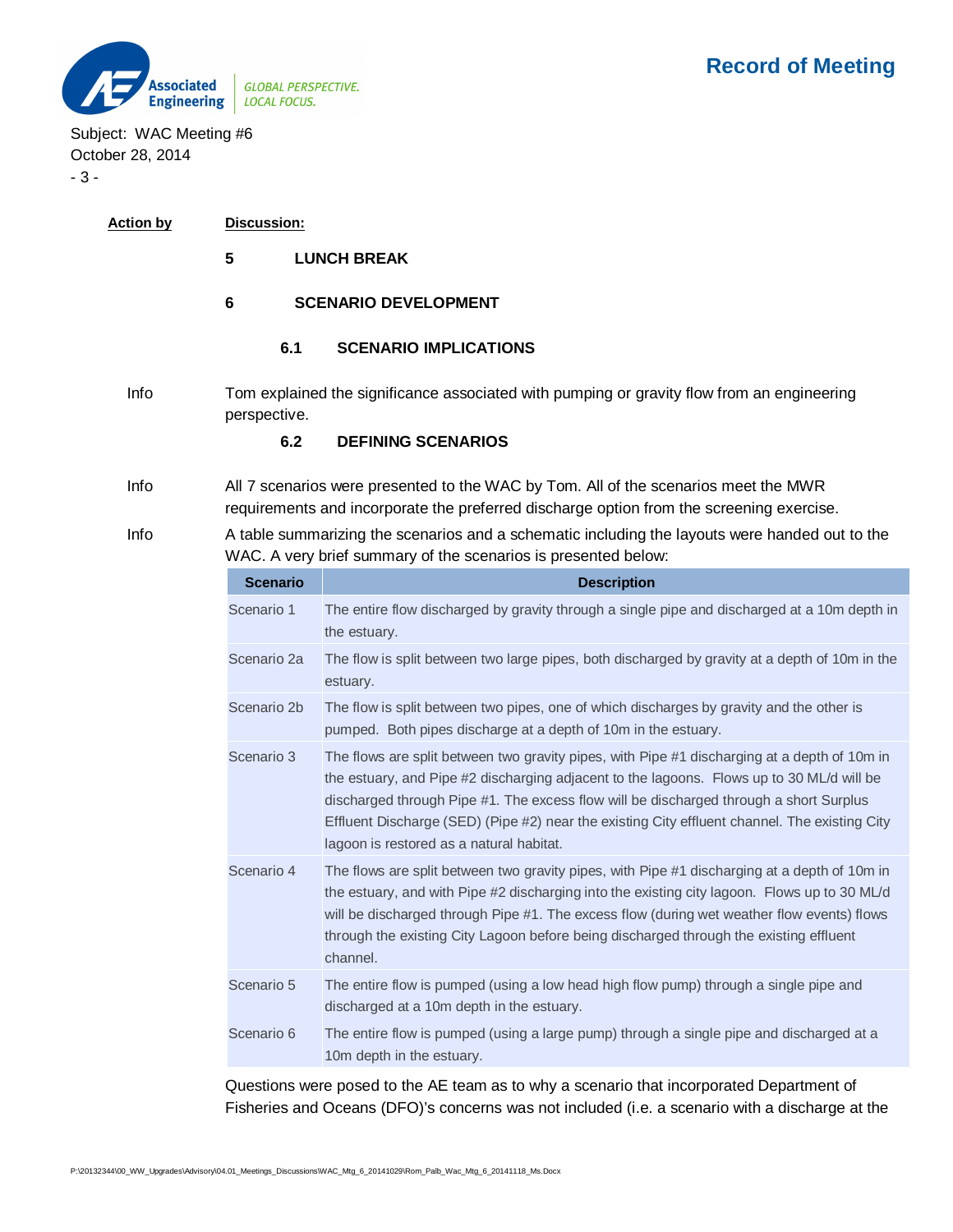| Action by | Discussion: |
|---|---|

## 5 LUNCH BREAK

## 6 SCENARIO DEVELOPMENT

### 6.1 SCENARIO IMPLICATIONS

Info — Tom explained the significance associated with pumping or gravity flow from an engineering perspective.

### 6.2 DEFINING SCENARIOS

Info — All 7 scenarios were presented to the WAC by Tom. All of the scenarios meet the MWR requirements and incorporate the preferred discharge option from the screening exercise.

Info — A table summarizing the scenarios and a schematic including the layouts were handed out to the WAC. A very brief summary of the scenarios is presented below:

| Scenario | Description |
|---|---|
| Scenario 1 | The entire flow discharged by gravity through a single pipe and discharged at a 10m depth in the estuary. |
| Scenario 2a | The flow is split between two large pipes, both discharged by gravity at a depth of 10m in the estuary. |
| Scenario 2b | The flow is split between two pipes, one of which discharges by gravity and the other is pumped. Both pipes discharge at a depth of 10m in the estuary. |
| Scenario 3 | The flows are split between two gravity pipes, with Pipe #1 discharging at a depth of 10m in the estuary, and Pipe #2 discharging adjacent to the lagoons. Flows up to 30 ML/d will be discharged through Pipe #1. The excess flow will be discharged through a short Surplus Effluent Discharge (SED) (Pipe #2) near the existing City effluent channel. The existing City lagoon is restored as a natural habitat. |
| Scenario 4 | The flows are split between two gravity pipes, with Pipe #1 discharging at a depth of 10m in the estuary, and with Pipe #2 discharging into the existing city lagoon. Flows up to 30 ML/d will be discharged through Pipe #1. The excess flow (during wet weather flow events) flows through the existing City Lagoon before being discharged through the existing effluent channel. |
| Scenario 5 | The entire flow is pumped (using a low head high flow pump) through a single pipe and discharged at a 10m depth in the estuary. |
| Scenario 6 | The entire flow is pumped (using a large pump) through a single pipe and discharged at a 10m depth in the estuary. |

Questions were posed to the AE team as to why a scenario that incorporated Department of Fisheries and Oceans (DFO)'s concerns was not included (i.e. a scenario with a discharge at the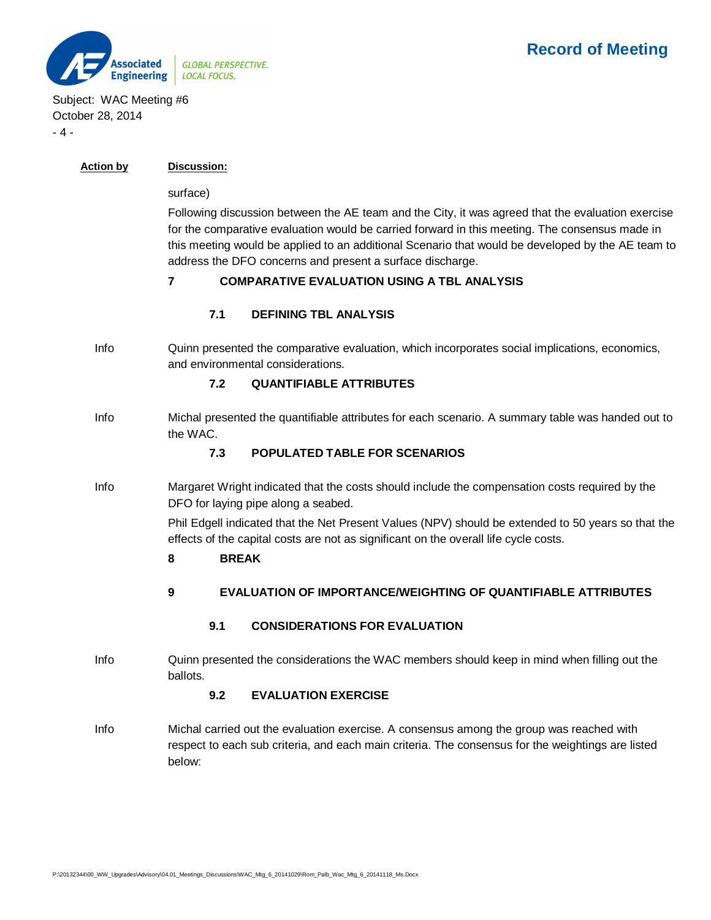| Action by | Discussion: |
|---|---|
| | surface) |
| | Following discussion between the AE team and the City, it was agreed that the evaluation exercise for the comparative evaluation would be carried forward in this meeting. The consensus made in this meeting would be applied to an additional Scenario that would be developed by the AE team to address the DFO concerns and present a surface discharge. |

## 7 COMPARATIVE EVALUATION USING A TBL ANALYSIS

### 7.1 DEFINING TBL ANALYSIS

| | |
|---|---|
| Info | Quinn presented the comparative evaluation, which incorporates social implications, economics, and environmental considerations. |

### 7.2 QUANTIFIABLE ATTRIBUTES

| | |
|---|---|
| Info | Michal presented the quantifiable attributes for each scenario. A summary table was handed out to the WAC. |

### 7.3 POPULATED TABLE FOR SCENARIOS

| | |
|---|---|
| Info | Margaret Wright indicated that the costs should include the compensation costs required by the DFO for laying pipe along a seabed. |
| | Phil Edgell indicated that the Net Present Values (NPV) should be extended to 50 years so that the effects of the capital costs are not as significant on the overall life cycle costs. |

## 8 BREAK

## 9 EVALUATION OF IMPORTANCE/WEIGHTING OF QUANTIFIABLE ATTRIBUTES

### 9.1 CONSIDERATIONS FOR EVALUATION

| | |
|---|---|
| Info | Quinn presented the considerations the WAC members should keep in mind when filling out the ballots. |

### 9.2 EVALUATION EXERCISE

| | |
|---|---|
| Info | Michal carried out the evaluation exercise. A consensus among the group was reached with respect to each sub criteria, and each main criteria. The consensus for the weightings are listed below: |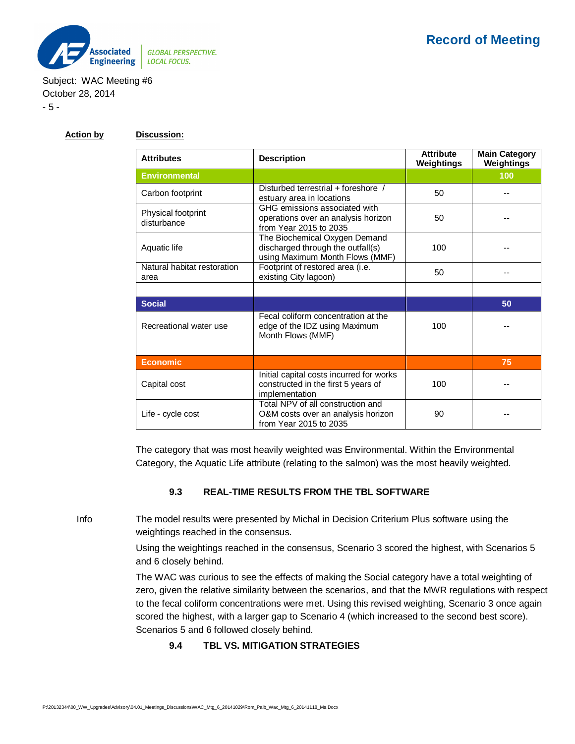**Action by** **Discussion:**

| Attributes | Description | Attribute Weightings | Main Category Weightings |
|---|---|---|---|
| **Environmental** | | | **100** |
| Carbon footprint | Disturbed terrestrial + foreshore / estuary area in locations | 50 | -- |
| Physical footprint disturbance | GHG emissions associated with operations over an analysis horizon from Year 2015 to 2035 | 50 | -- |
| Aquatic life | The Biochemical Oxygen Demand discharged through the outfall(s) using Maximum Month Flows (MMF) | 100 | -- |
| Natural habitat restoration area | Footprint of restored area (i.e. existing City lagoon) | 50 | -- |
| | | | |
| **Social** | | | **50** |
| Recreational water use | Fecal coliform concentration at the edge of the IDZ using Maximum Month Flows (MMF) | 100 | -- |
| | | | |
| **Economic** | | | **75** |
| Capital cost | Initial capital costs incurred for works constructed in the first 5 years of implementation | 100 | -- |
| Life - cycle cost | Total NPV of all construction and O&M costs over an analysis horizon from Year 2015 to 2035 | 90 | -- |

The category that was most heavily weighted was Environmental. Within the Environmental Category, the Aquatic Life attribute (relating to the salmon) was the most heavily weighted.

### 9.3 REAL-TIME RESULTS FROM THE TBL SOFTWARE

Info

The model results were presented by Michal in Decision Criterium Plus software using the weightings reached in the consensus.

Using the weightings reached in the consensus, Scenario 3 scored the highest, with Scenarios 5 and 6 closely behind.

The WAC was curious to see the effects of making the Social category have a total weighting of zero, given the relative similarity between the scenarios, and that the MWR regulations with respect to the fecal coliform concentrations were met. Using this revised weighting, Scenario 3 once again scored the highest, with a larger gap to Scenario 4 (which increased to the second best score). Scenarios 5 and 6 followed closely behind.

### 9.4 TBL VS. MITIGATION STRATEGIES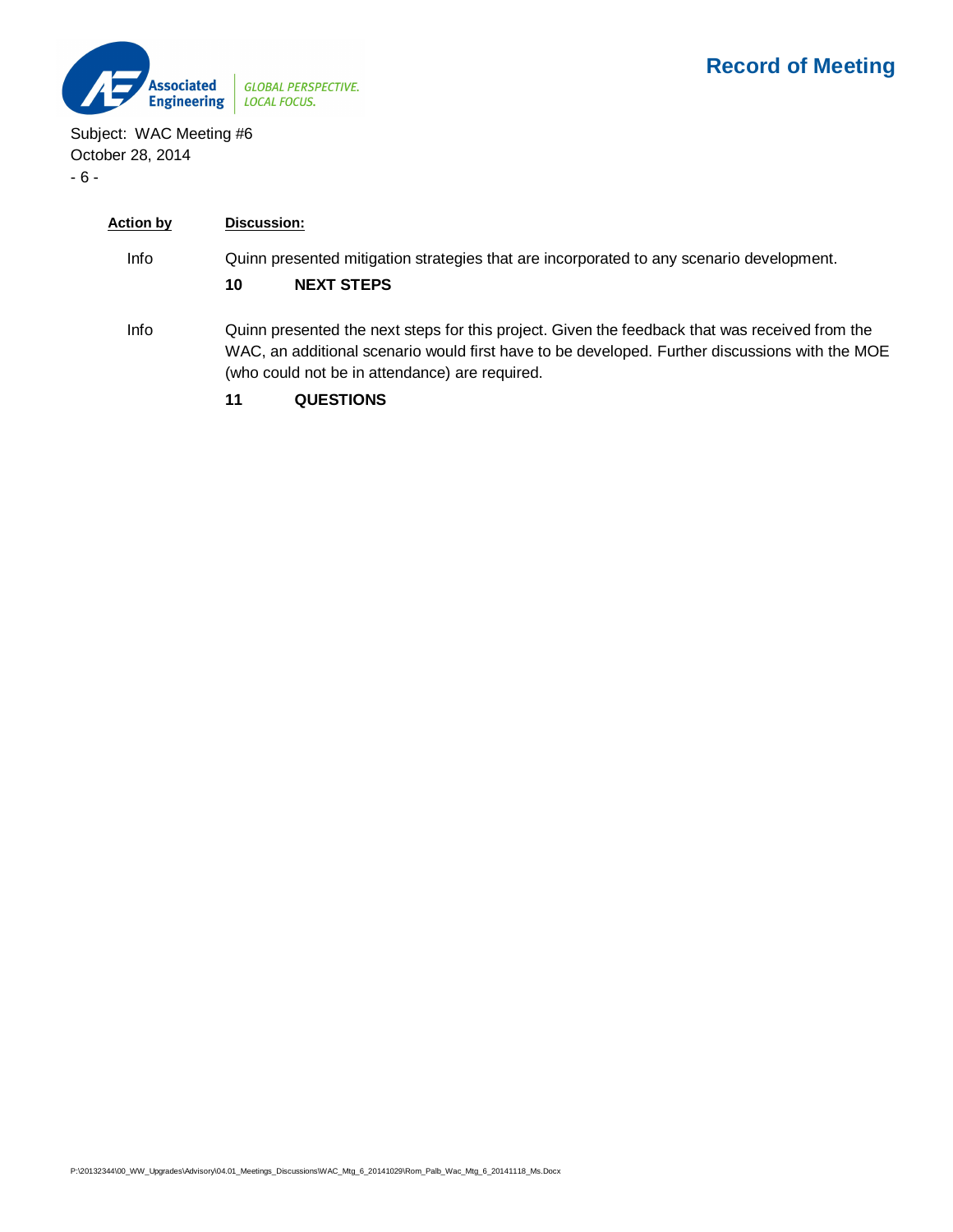| Action by | Discussion: |
|---|---|
| Info | Quinn presented mitigation strategies that are incorporated to any scenario development. |
| | **10 NEXT STEPS** |
| Info | Quinn presented the next steps for this project. Given the feedback that was received from the WAC, an additional scenario would first have to be developed. Further discussions with the MOE (who could not be in attendance) are required. |
| | **11 QUESTIONS** |